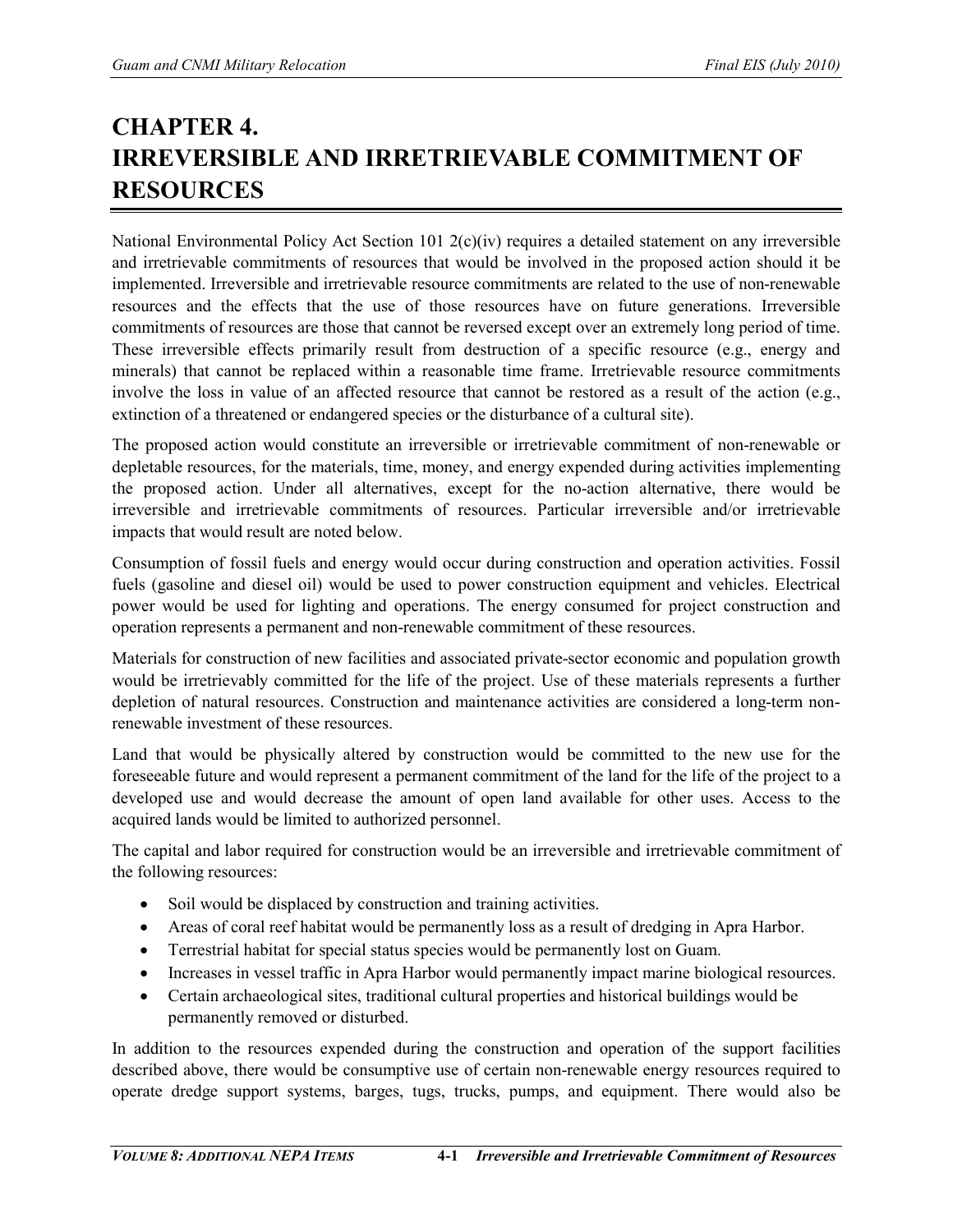# CHAPTER 4. IRREVERSIBLE AND IRRETRIEVABLE COMMITMENT OF RESOURCES

National Environmental Policy Act Section 101 2(c)(iv) requires a detailed statement on any irreversible and irretrievable commitments of resources that would be involved in the proposed action should it be implemented. Irreversible and irretrievable resource commitments are related to the use of non-renewable resources and the effects that the use of those resources have on future generations. Irreversible commitments of resources are those that cannot be reversed except over an extremely long period of time. These irreversible effects primarily result from destruction of a specific resource (e.g., energy and minerals) that cannot be replaced within a reasonable time frame. Irretrievable resource commitments involve the loss in value of an affected resource that cannot be restored as a result of the action (e.g., extinction of a threatened or endangered species or the disturbance of a cultural site).

The proposed action would constitute an irreversible or irretrievable commitment of non-renewable or depletable resources, for the materials, time, money, and energy expended during activities implementing the proposed action. Under all alternatives, except for the no-action alternative, there would be irreversible and irretrievable commitments of resources. Particular irreversible and/or irretrievable impacts that would result are noted below.

Consumption of fossil fuels and energy would occur during construction and operation activities. Fossil fuels (gasoline and diesel oil) would be used to power construction equipment and vehicles. Electrical power would be used for lighting and operations. The energy consumed for project construction and operation represents a permanent and non-renewable commitment of these resources.

Materials for construction of new facilities and associated private-sector economic and population growth would be irretrievably committed for the life of the project. Use of these materials represents a further depletion of natural resources. Construction and maintenance activities are considered a long-term non-renewable investment of these resources.

Land that would be physically altered by construction would be committed to the new use for the foreseeable future and would represent a permanent commitment of the land for the life of the project to a developed use and would decrease the amount of open land available for other uses. Access to the acquired lands would be limited to authorized personnel.

The capital and labor required for construction would be an irreversible and irretrievable commitment of the following resources:

- Soil would be displaced by construction and training activities.
- Areas of coral reef habitat would be permanently loss as a result of dredging in Apra Harbor.
- Terrestrial habitat for special status species would be permanently lost on Guam.
- Increases in vessel traffic in Apra Harbor would permanently impact marine biological resources.
- Certain archaeological sites, traditional cultural properties and historical buildings would be permanently removed or disturbed.

In addition to the resources expended during the construction and operation of the support facilities described above, there would be consumptive use of certain non-renewable energy resources required to operate dredge support systems, barges, tugs, trucks, pumps, and equipment. There would also be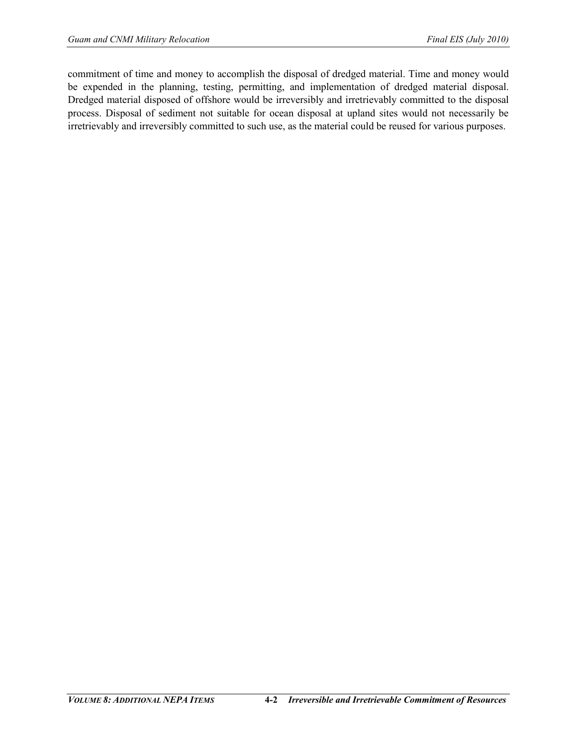commitment of time and money to accomplish the disposal of dredged material. Time and money would be expended in the planning, testing, permitting, and implementation of dredged material disposal. Dredged material disposed of offshore would be irreversibly and irretrievably committed to the disposal process. Disposal of sediment not suitable for ocean disposal at upland sites would not necessarily be irretrievably and irreversibly committed to such use, as the material could be reused for various purposes.